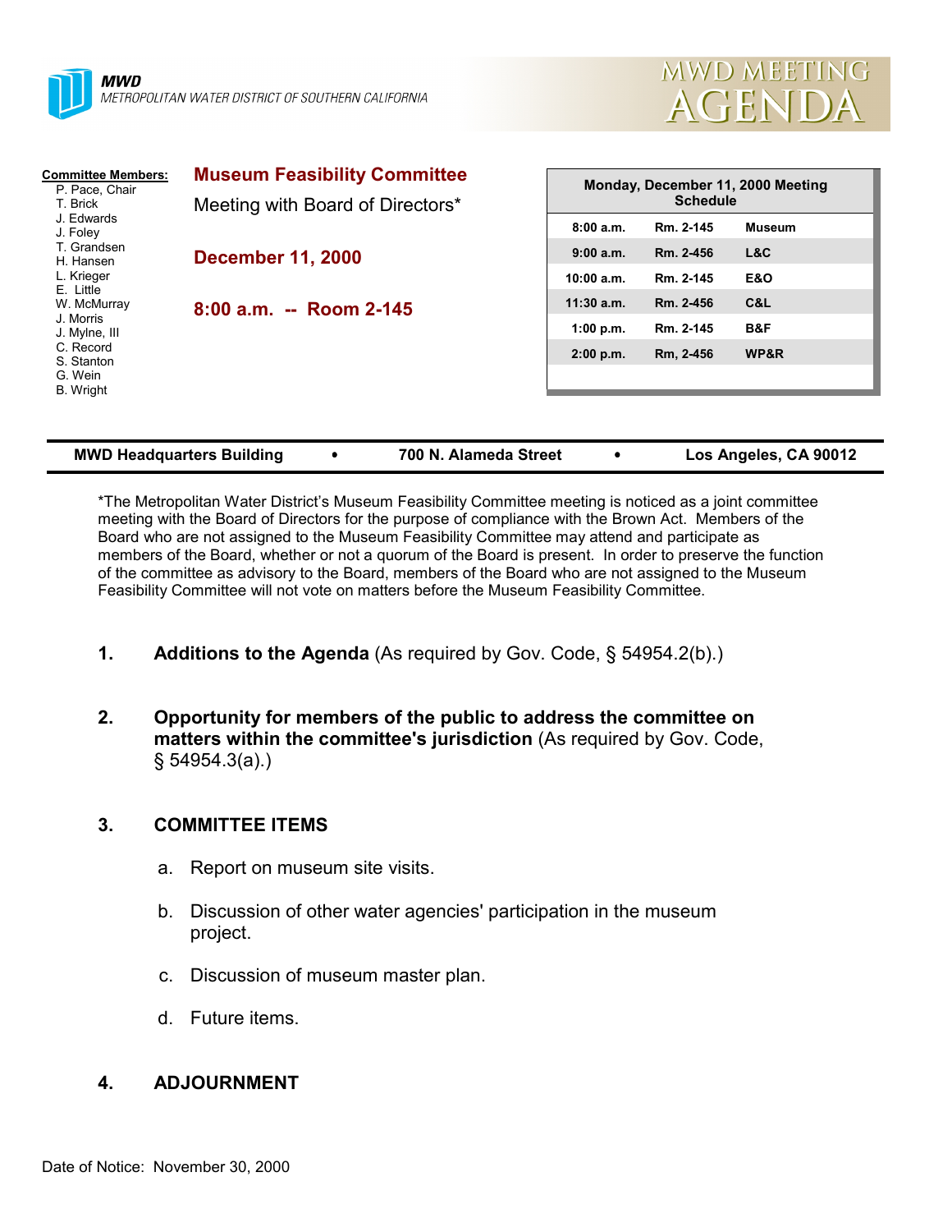**MWD**
*METROPOLITAN WATER DISTRICT OF SOUTHERN CALIFORNIA*

# MWD MEETING AGENDA

**Committee Members:**
P. Pace, Chair
T. Brick
J. Edwards
J. Foley
T. Grandsen
H. Hansen
L. Krieger
E. Little
W. McMurray
J. Morris
J. Mylne, III
C. Record
S. Stanton
G. Wein
B. Wright

## Museum Feasibility Committee

Meeting with Board of Directors*

**December 11, 2000**

**8:00 a.m. -- Room 2-145**

| Monday, December 11, 2000 Meeting Schedule | | |
|---|---|---|
| 8:00 a.m. | Rm. 2-145 | Museum |
| 9:00 a.m. | Rm. 2-456 | L&C |
| 10:00 a.m. | Rm. 2-145 | E&O |
| 11:30 a.m. | Rm. 2-456 | C&L |
| 1:00 p.m. | Rm. 2-145 | B&F |
| 2:00 p.m. | Rm, 2-456 | WP&R |

**MWD Headquarters Building • 700 N. Alameda Street • Los Angeles, CA 90012**

*The Metropolitan Water District's Museum Feasibility Committee meeting is noticed as a joint committee meeting with the Board of Directors for the purpose of compliance with the Brown Act. Members of the Board who are not assigned to the Museum Feasibility Committee may attend and participate as members of the Board, whether or not a quorum of the Board is present. In order to preserve the function of the committee as advisory to the Board, members of the Board who are not assigned to the Museum Feasibility Committee will not vote on matters before the Museum Feasibility Committee.

1. **Additions to the Agenda** (As required by Gov. Code, § 54954.2(b).)

2. **Opportunity for members of the public to address the committee on matters within the committee's jurisdiction** (As required by Gov. Code, § 54954.3(a).)

3. **COMMITTEE ITEMS**

   a. Report on museum site visits.

   b. Discussion of other water agencies' participation in the museum project.

   c. Discussion of museum master plan.

   d. Future items.

4. **ADJOURNMENT**

Date of Notice: November 30, 2000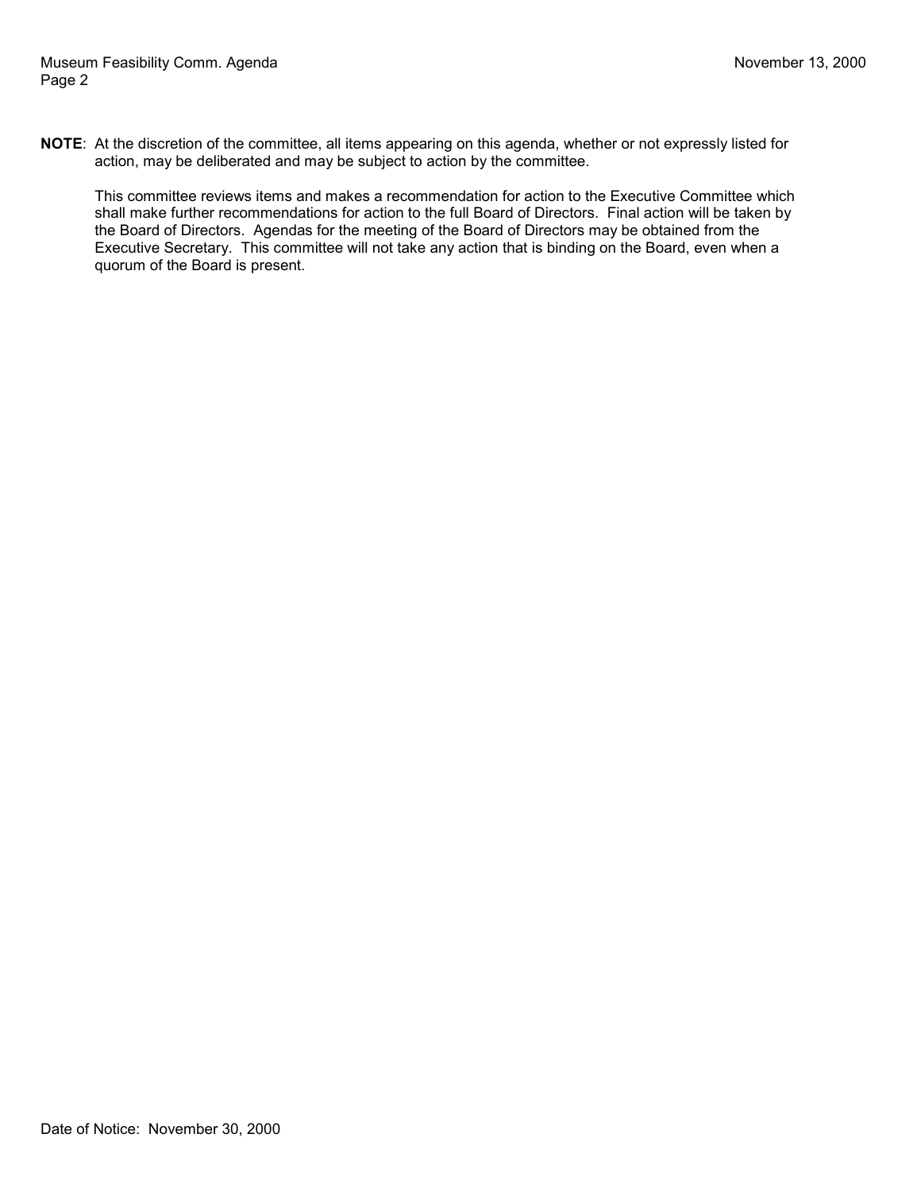**NOTE**: At the discretion of the committee, all items appearing on this agenda, whether or not expressly listed for action, may be deliberated and may be subject to action by the committee.

This committee reviews items and makes a recommendation for action to the Executive Committee which shall make further recommendations for action to the full Board of Directors. Final action will be taken by the Board of Directors. Agendas for the meeting of the Board of Directors may be obtained from the Executive Secretary. This committee will not take any action that is binding on the Board, even when a quorum of the Board is present.

Date of Notice: November 30, 2000